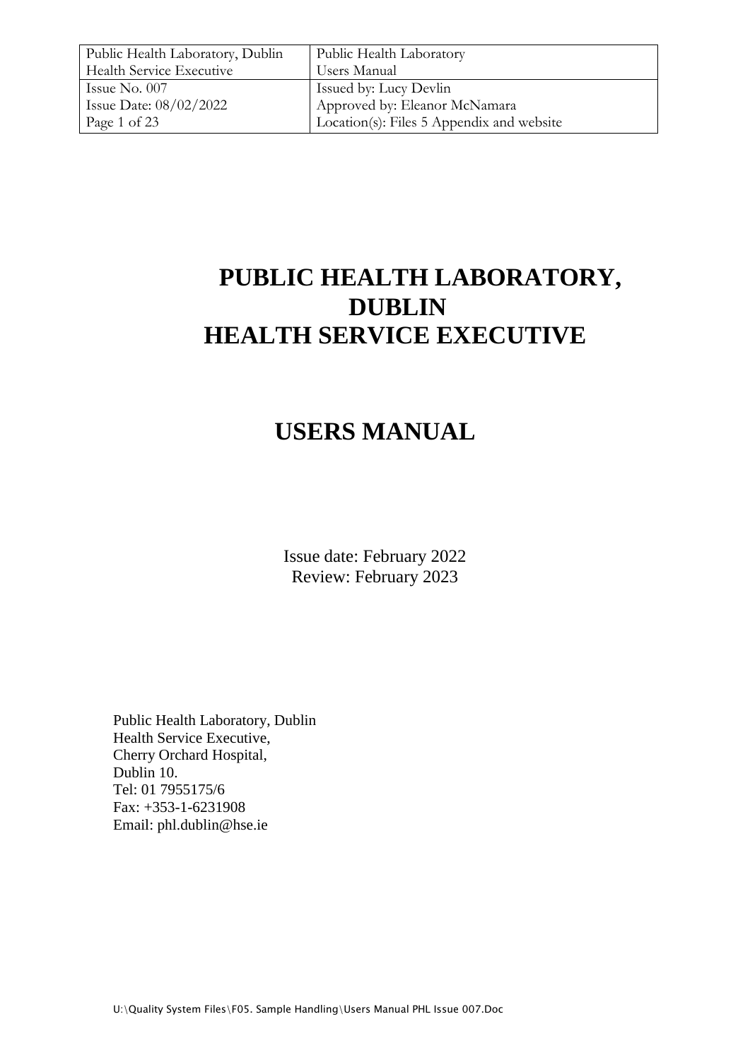# PUBLIC HEALTH LABORATORY, DUBLIN
# HEALTH SERVICE EXECUTIVE

# USERS MANUAL

Issue date: February 2022
Review: February 2023

Public Health Laboratory, Dublin
Health Service Executive,
Cherry Orchard Hospital,
Dublin 10.
Tel: 01 7955175/6
Fax: +353-1-6231908
Email: phl.dublin@hse.ie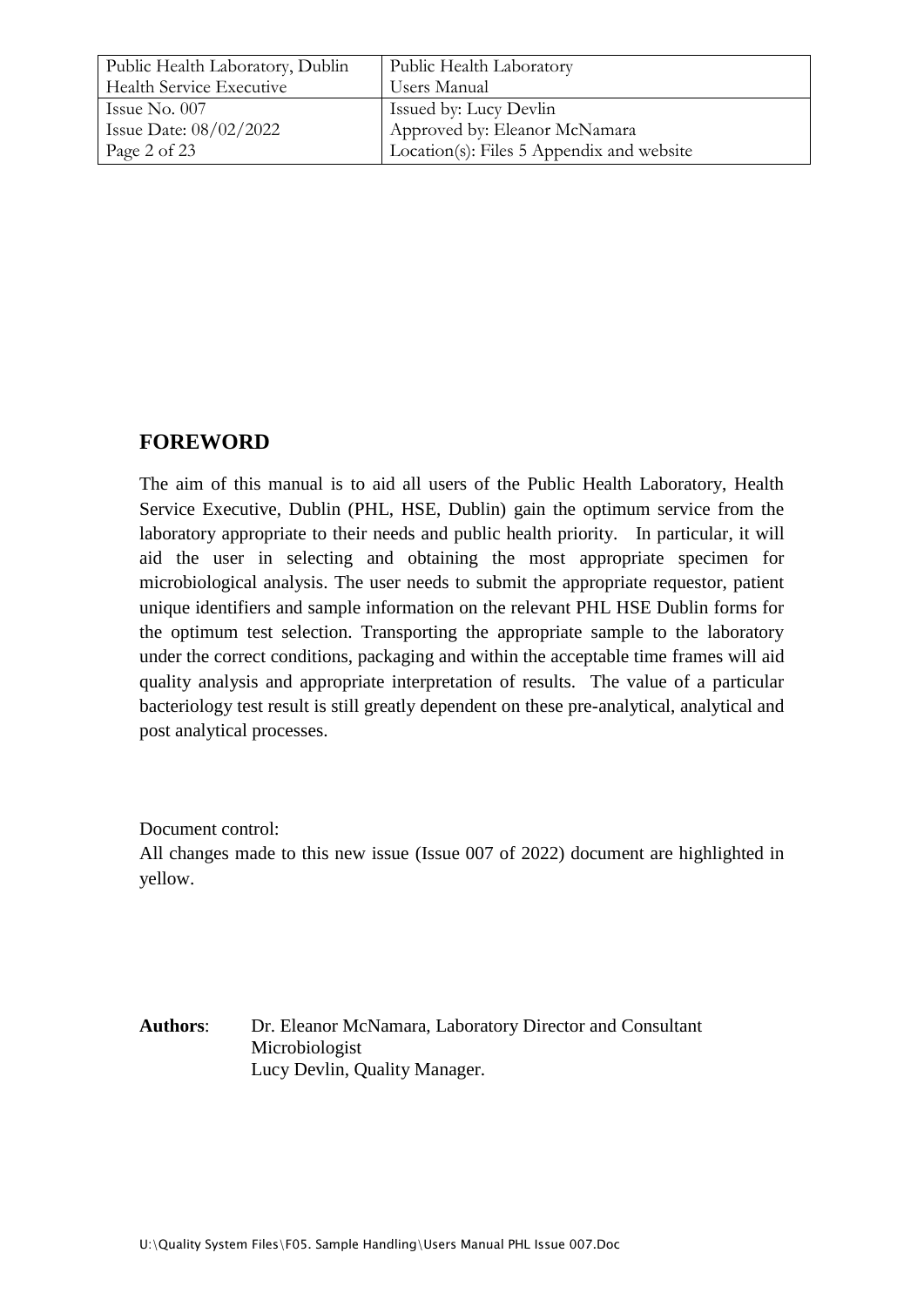## FOREWORD

The aim of this manual is to aid all users of the Public Health Laboratory, Health Service Executive, Dublin (PHL, HSE, Dublin) gain the optimum service from the laboratory appropriate to their needs and public health priority. In particular, it will aid the user in selecting and obtaining the most appropriate specimen for microbiological analysis. The user needs to submit the appropriate requestor, patient unique identifiers and sample information on the relevant PHL HSE Dublin forms for the optimum test selection. Transporting the appropriate sample to the laboratory under the correct conditions, packaging and within the acceptable time frames will aid quality analysis and appropriate interpretation of results. The value of a particular bacteriology test result is still greatly dependent on these pre-analytical, analytical and post analytical processes.

Document control:
All changes made to this new issue (Issue 007 of 2022) document are highlighted in yellow.

**Authors**: Dr. Eleanor McNamara, Laboratory Director and Consultant Microbiologist
Lucy Devlin, Quality Manager.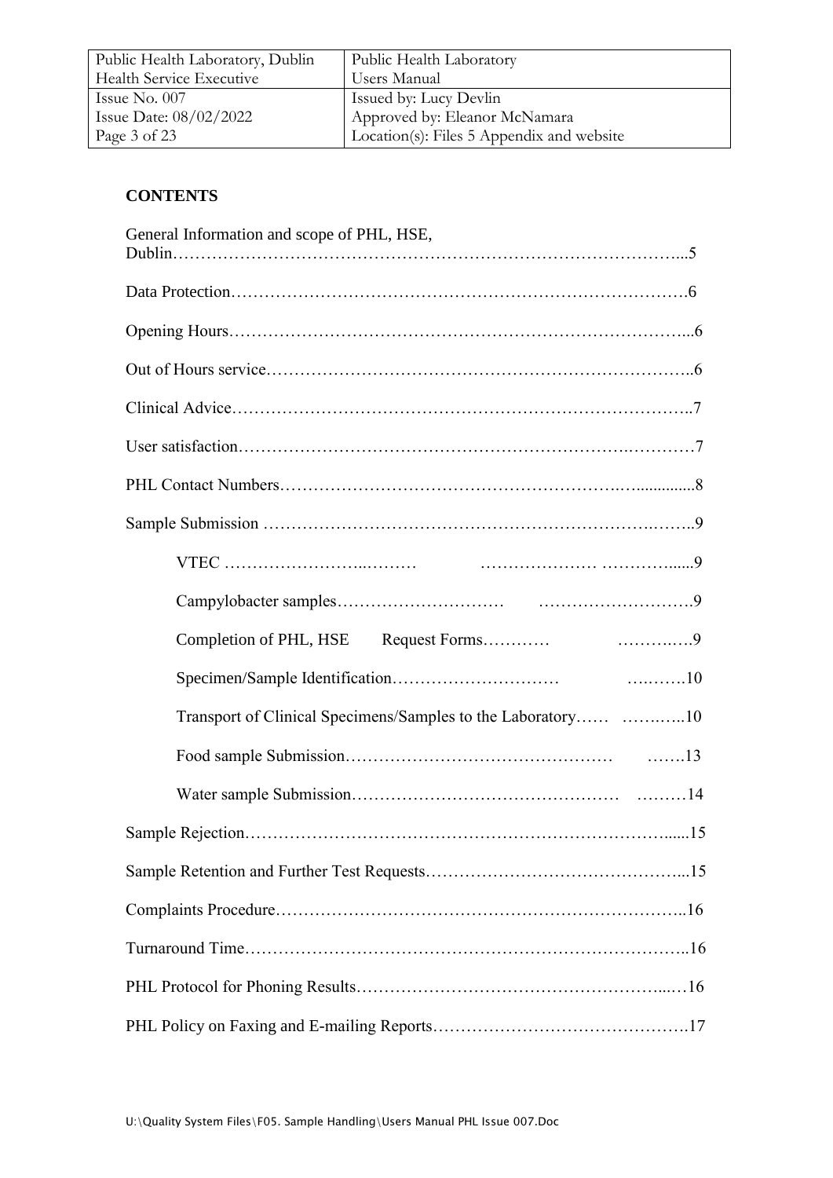## CONTENTS

General Information and scope of PHL, HSE, Dublin……………………………………………………………………………...5

Data Protection……………………………………………………………………….6

Opening Hours………………………………………………………………………...6

Out of Hours service…………………………………………………………………..6

Clinical Advice………………………………………………………………………..7

User satisfaction……………………………………………………………….………7

PHL Contact Numbers…………………………………………………….….............8

Sample Submission ……………………………………………………………….…..9

- VTEC ……………………..……… ………………… …………......9
- Campylobacter samples………………………… ……………………….9
- Completion of PHL, HSE Request Forms………… ……….….9
- Specimen/Sample Identification………………………… ….…….10
- Transport of Clinical Specimens/Samples to the Laboratory…… ……….…..10
- Food sample Submission………………………………………… …….13
- Water sample Submission………………………….…………… ………14

Sample Rejection……………………………………………………………………......15

Sample Retention and Further Test Requests………………………………………...15

Complaints Procedure………………………………………………………………..16

Turnaround Time……………………………………………….…………………..16

PHL Protocol for Phoning Results…………………………………………….....…16

PHL Policy on Faxing and E-mailing Reports…………………………………….17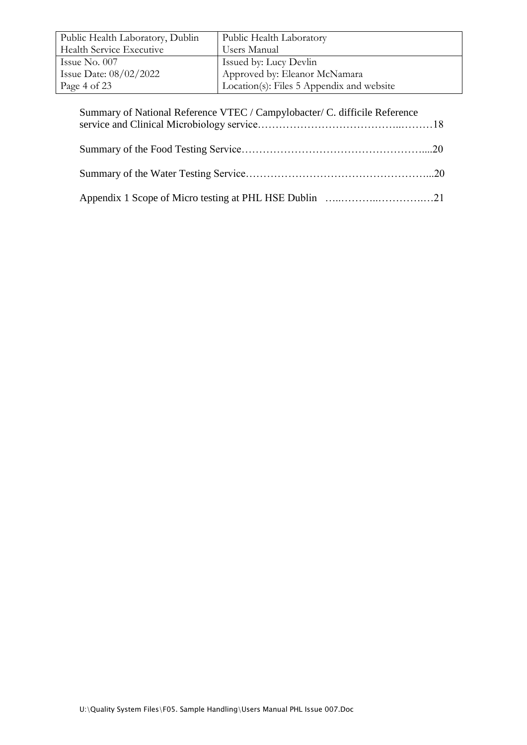Summary of National Reference VTEC / Campylobacter/ C. difficile Reference service and Clinical Microbiology service……………………………………..………18

Summary of the Food Testing Service…………………………………………….....20

Summary of the Water Testing Service……………………………………………...20

Appendix 1 Scope of Micro testing at PHL HSE Dublin …..………..……….….21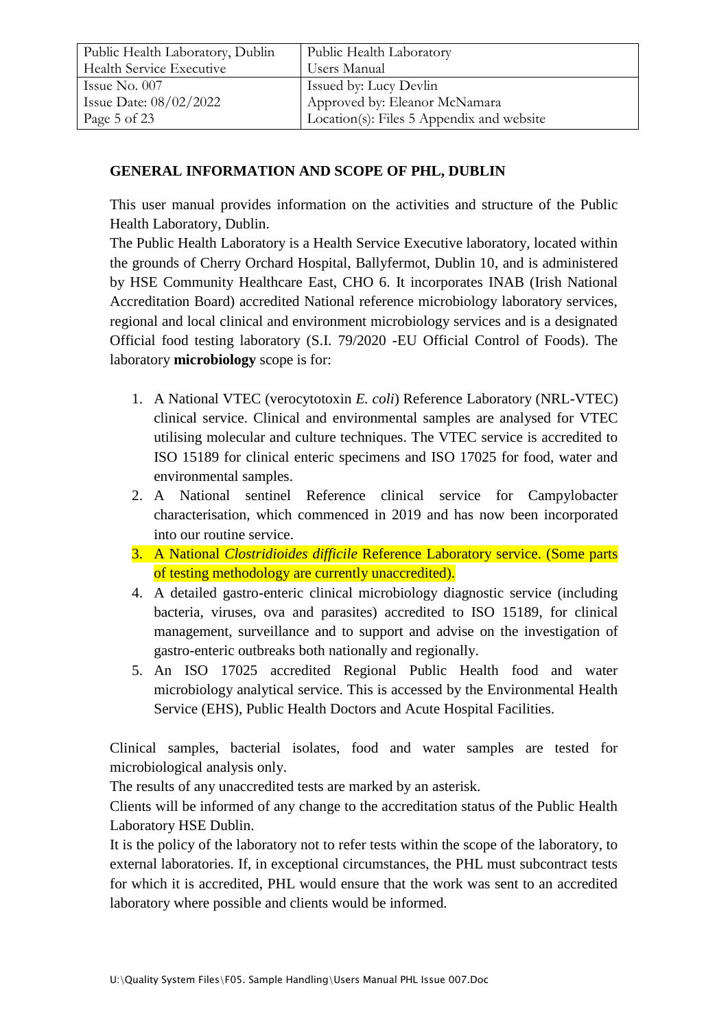## GENERAL INFORMATION AND SCOPE OF PHL, DUBLIN

This user manual provides information on the activities and structure of the Public Health Laboratory, Dublin.

The Public Health Laboratory is a Health Service Executive laboratory, located within the grounds of Cherry Orchard Hospital, Ballyfermot, Dublin 10, and is administered by HSE Community Healthcare East, CHO 6. It incorporates INAB (Irish National Accreditation Board) accredited National reference microbiology laboratory services, regional and local clinical and environment microbiology services and is a designated Official food testing laboratory (S.I. 79/2020 -EU Official Control of Foods). The laboratory **microbiology** scope is for:

1. A National VTEC (verocytotoxin *E. coli*) Reference Laboratory (NRL-VTEC) clinical service. Clinical and environmental samples are analysed for VTEC utilising molecular and culture techniques. The VTEC service is accredited to ISO 15189 for clinical enteric specimens and ISO 17025 for food, water and environmental samples.
2. A National sentinel Reference clinical service for Campylobacter characterisation, which commenced in 2019 and has now been incorporated into our routine service.
3. A National *Clostridioides difficile* Reference Laboratory service. (Some parts of testing methodology are currently unaccredited).
4. A detailed gastro-enteric clinical microbiology diagnostic service (including bacteria, viruses, ova and parasites) accredited to ISO 15189, for clinical management, surveillance and to support and advise on the investigation of gastro-enteric outbreaks both nationally and regionally.
5. An ISO 17025 accredited Regional Public Health food and water microbiology analytical service. This is accessed by the Environmental Health Service (EHS), Public Health Doctors and Acute Hospital Facilities.

Clinical samples, bacterial isolates, food and water samples are tested for microbiological analysis only.

The results of any unaccredited tests are marked by an asterisk.

Clients will be informed of any change to the accreditation status of the Public Health Laboratory HSE Dublin.

It is the policy of the laboratory not to refer tests within the scope of the laboratory, to external laboratories. If, in exceptional circumstances, the PHL must subcontract tests for which it is accredited, PHL would ensure that the work was sent to an accredited laboratory where possible and clients would be informed.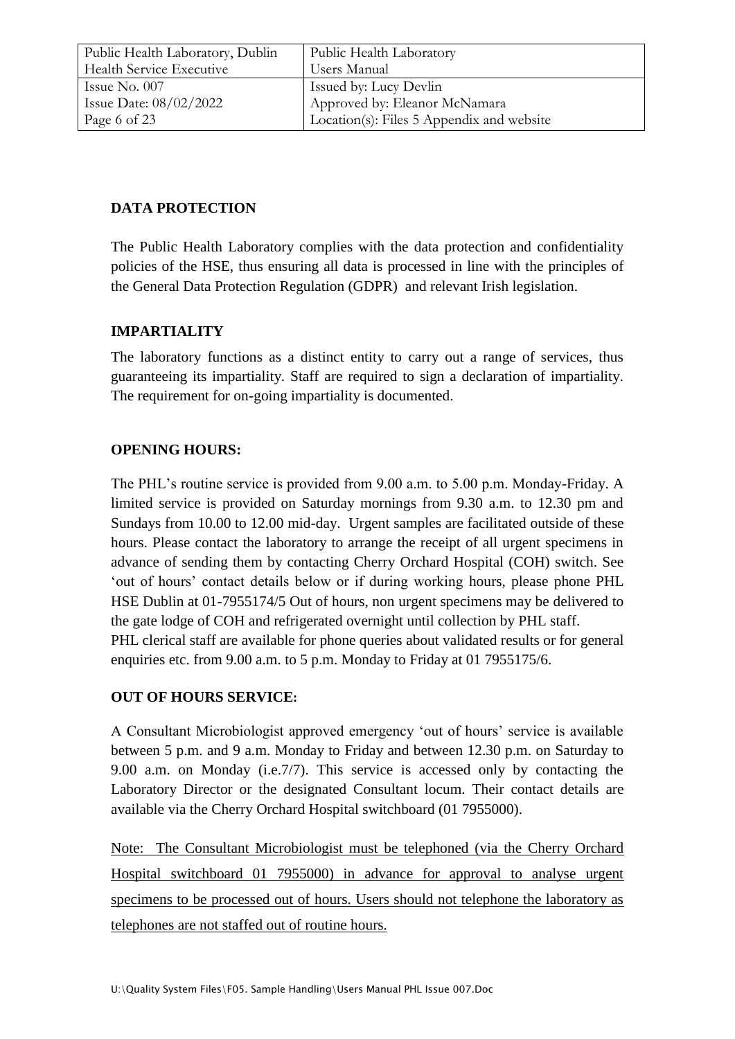## DATA PROTECTION

The Public Health Laboratory complies with the data protection and confidentiality policies of the HSE, thus ensuring all data is processed in line with the principles of the General Data Protection Regulation (GDPR) and relevant Irish legislation.

## IMPARTIALITY

The laboratory functions as a distinct entity to carry out a range of services, thus guaranteeing its impartiality. Staff are required to sign a declaration of impartiality. The requirement for on-going impartiality is documented.

## OPENING HOURS:

The PHL's routine service is provided from 9.00 a.m. to 5.00 p.m. Monday-Friday. A limited service is provided on Saturday mornings from 9.30 a.m. to 12.30 pm and Sundays from 10.00 to 12.00 mid-day. Urgent samples are facilitated outside of these hours. Please contact the laboratory to arrange the receipt of all urgent specimens in advance of sending them by contacting Cherry Orchard Hospital (COH) switch. See 'out of hours' contact details below or if during working hours, please phone PHL HSE Dublin at 01-7955174/5 Out of hours, non urgent specimens may be delivered to the gate lodge of COH and refrigerated overnight until collection by PHL staff.
PHL clerical staff are available for phone queries about validated results or for general enquiries etc. from 9.00 a.m. to 5 p.m. Monday to Friday at 01 7955175/6.

## OUT OF HOURS SERVICE:

A Consultant Microbiologist approved emergency 'out of hours' service is available between 5 p.m. and 9 a.m. Monday to Friday and between 12.30 p.m. on Saturday to 9.00 a.m. on Monday (i.e.7/7). This service is accessed only by contacting the Laboratory Director or the designated Consultant locum. Their contact details are available via the Cherry Orchard Hospital switchboard (01 7955000).

<u>Note: The Consultant Microbiologist must be telephoned (via the Cherry Orchard Hospital switchboard 01 7955000) in advance for approval to analyse urgent specimens to be processed out of hours. Users should not telephone the laboratory as telephones are not staffed out of routine hours.</u>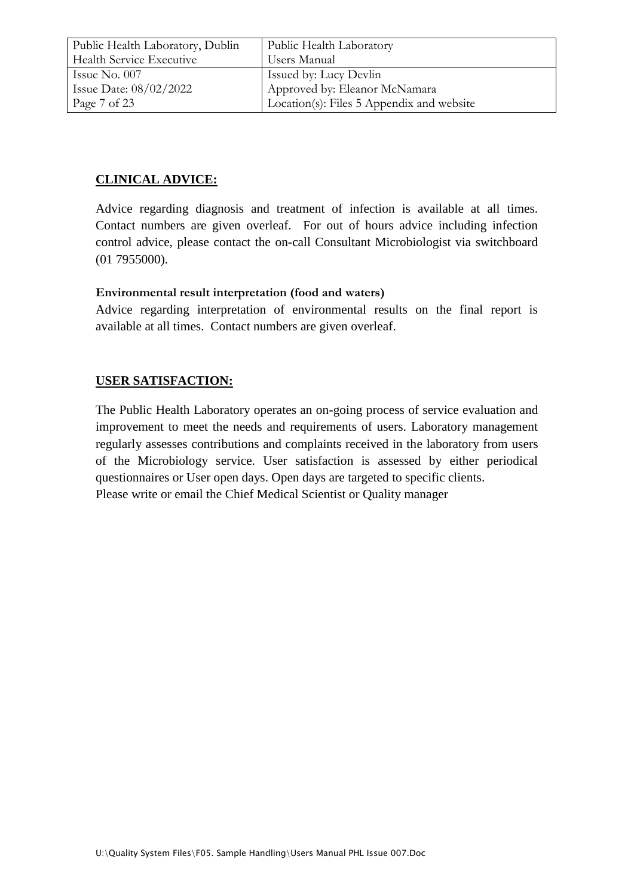## CLINICAL ADVICE:

Advice regarding diagnosis and treatment of infection is available at all times. Contact numbers are given overleaf. For out of hours advice including infection control advice, please contact the on-call Consultant Microbiologist via switchboard (01 7955000).

**Environmental result interpretation (food and waters)**

Advice regarding interpretation of environmental results on the final report is available at all times. Contact numbers are given overleaf.

## USER SATISFACTION:

The Public Health Laboratory operates an on-going process of service evaluation and improvement to meet the needs and requirements of users. Laboratory management regularly assesses contributions and complaints received in the laboratory from users of the Microbiology service. User satisfaction is assessed by either periodical questionnaires or User open days. Open days are targeted to specific clients.
Please write or email the Chief Medical Scientist or Quality manager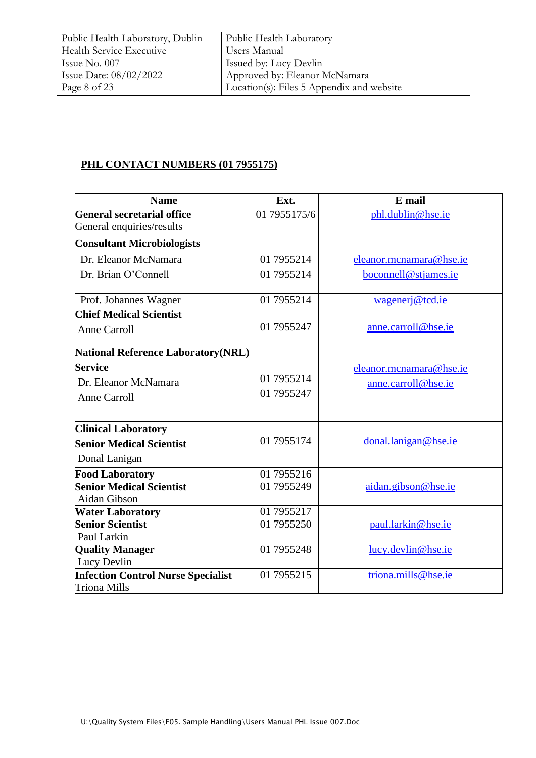## PHL CONTACT NUMBERS (01 7955175)

| Name | Ext. | E mail |
|---|---|---|
| **General secretarial office**<br>General enquiries/results | 01 7955175/6 | phl.dublin@hse.ie |
| **Consultant Microbiologists** | | |
| Dr. Eleanor McNamara | 01 7955214 | eleanor.mcnamara@hse.ie |
| Dr. Brian O'Connell | 01 7955214 | boconnell@stjames.ie |
| Prof. Johannes Wagner | 01 7955214 | wagenerj@tcd.ie |
| **Chief Medical Scientist**<br>Anne Carroll | 01 7955247 | anne.carroll@hse.ie |
| **National Reference Laboratory(NRL) Service**<br>Dr. Eleanor McNamara<br>Anne Carroll | 01 7955214<br>01 7955247 | eleanor.mcnamara@hse.ie<br>anne.carroll@hse.ie |
| **Clinical Laboratory**<br>**Senior Medical Scientist**<br>Donal Lanigan | 01 7955174 | donal.lanigan@hse.ie |
| **Food Laboratory**<br>**Senior Medical Scientist**<br>Aidan Gibson | 01 7955216<br>01 7955249 | aidan.gibson@hse.ie |
| **Water Laboratory**<br>**Senior Scientist**<br>Paul Larkin | 01 7955217<br>01 7955250 | paul.larkin@hse.ie |
| **Quality Manager**<br>Lucy Devlin | 01 7955248 | lucy.devlin@hse.ie |
| **Infection Control Nurse Specialist**<br>Triona Mills | 01 7955215 | triona.mills@hse.ie |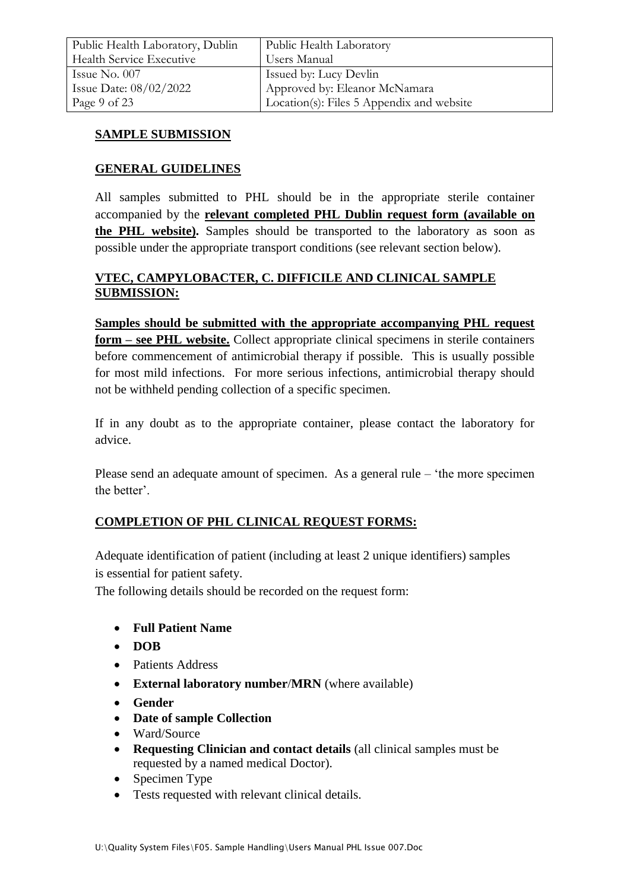## SAMPLE SUBMISSION

## GENERAL GUIDELINES

All samples submitted to PHL should be in the appropriate sterile container accompanied by the **relevant completed PHL Dublin request form (available on the PHL website).** Samples should be transported to the laboratory as soon as possible under the appropriate transport conditions (see relevant section below).

## VTEC, CAMPYLOBACTER, C. DIFFICILE AND CLINICAL SAMPLE SUBMISSION:

**Samples should be submitted with the appropriate accompanying PHL request form – see PHL website.** Collect appropriate clinical specimens in sterile containers before commencement of antimicrobial therapy if possible. This is usually possible for most mild infections. For more serious infections, antimicrobial therapy should not be withheld pending collection of a specific specimen.

If in any doubt as to the appropriate container, please contact the laboratory for advice.

Please send an adequate amount of specimen. As a general rule – 'the more specimen the better'.

## COMPLETION OF PHL CLINICAL REQUEST FORMS:

Adequate identification of patient (including at least 2 unique identifiers) samples is essential for patient safety.

The following details should be recorded on the request form:

- **Full Patient Name**
- **DOB**
- Patients Address
- **External laboratory number/MRN** (where available)
- **Gender**
- **Date of sample Collection**
- Ward/Source
- **Requesting Clinician and contact details** (all clinical samples must be requested by a named medical Doctor).
- Specimen Type
- Tests requested with relevant clinical details.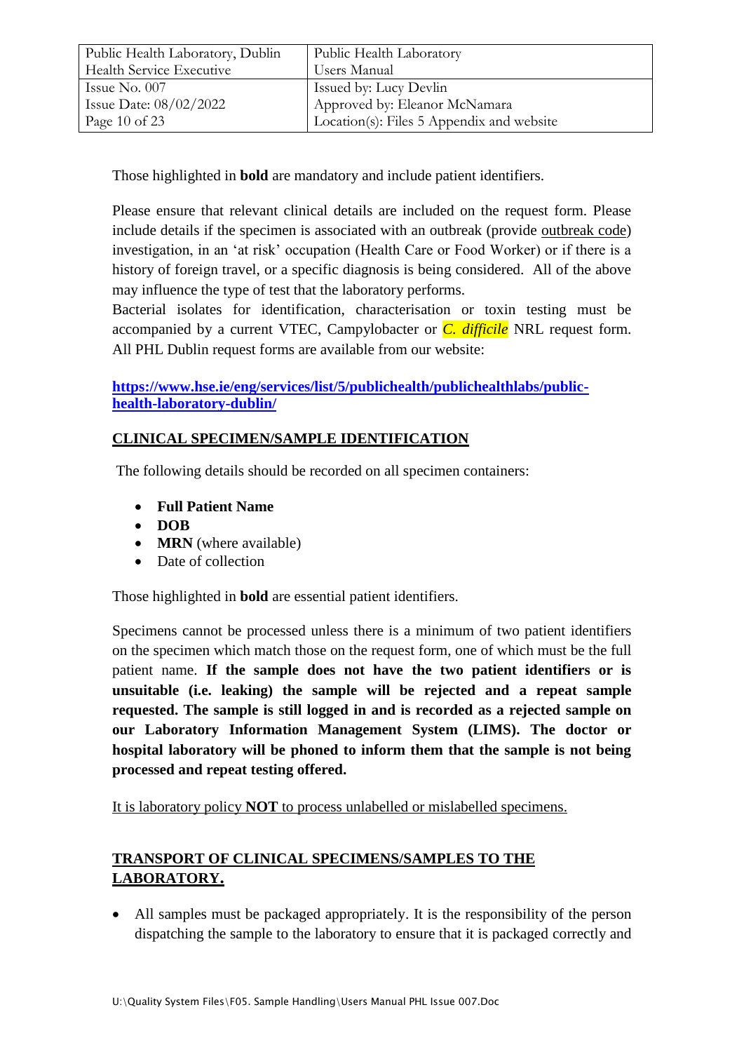Those highlighted in **bold** are mandatory and include patient identifiers.

Please ensure that relevant clinical details are included on the request form. Please include details if the specimen is associated with an outbreak (provide outbreak code) investigation, in an 'at risk' occupation (Health Care or Food Worker) or if there is a history of foreign travel, or a specific diagnosis is being considered. All of the above may influence the type of test that the laboratory performs.
Bacterial isolates for identification, characterisation or toxin testing must be accompanied by a current VTEC, Campylobacter or *C. difficile* NRL request form. All PHL Dublin request forms are available from our website:

**https://www.hse.ie/eng/services/list/5/publichealth/publichealthlabs/public-health-laboratory-dublin/**

## CLINICAL SPECIMEN/SAMPLE IDENTIFICATION

The following details should be recorded on all specimen containers:

- **Full Patient Name**
- **DOB**
- **MRN** (where available)
- Date of collection

Those highlighted in **bold** are essential patient identifiers.

Specimens cannot be processed unless there is a minimum of two patient identifiers on the specimen which match those on the request form, one of which must be the full patient name. **If the sample does not have the two patient identifiers or is unsuitable (i.e. leaking) the sample will be rejected and a repeat sample requested. The sample is still logged in and is recorded as a rejected sample on our Laboratory Information Management System (LIMS). The doctor or hospital laboratory will be phoned to inform them that the sample is not being processed and repeat testing offered.**

It is laboratory policy **NOT** to process unlabelled or mislabelled specimens.

## TRANSPORT OF CLINICAL SPECIMENS/SAMPLES TO THE LABORATORY.

- All samples must be packaged appropriately. It is the responsibility of the person dispatching the sample to the laboratory to ensure that it is packaged correctly and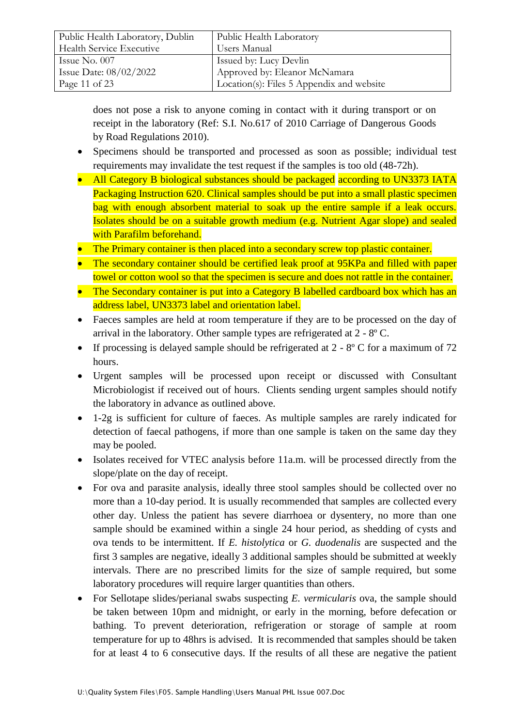does not pose a risk to anyone coming in contact with it during transport or on receipt in the laboratory (Ref: S.I. No.617 of 2010 Carriage of Dangerous Goods by Road Regulations 2010).

- Specimens should be transported and processed as soon as possible; individual test requirements may invalidate the test request if the samples is too old (48-72h).
- All Category B biological substances should be packaged according to UN3373 IATA Packaging Instruction 620. Clinical samples should be put into a small plastic specimen bag with enough absorbent material to soak up the entire sample if a leak occurs. Isolates should be on a suitable growth medium (e.g. Nutrient Agar slope) and sealed with Parafilm beforehand.
- The Primary container is then placed into a secondary screw top plastic container.
- The secondary container should be certified leak proof at 95KPa and filled with paper towel or cotton wool so that the specimen is secure and does not rattle in the container.
- The Secondary container is put into a Category B labelled cardboard box which has an address label, UN3373 label and orientation label.
- Faeces samples are held at room temperature if they are to be processed on the day of arrival in the laboratory. Other sample types are refrigerated at 2 - 8º C.
- If processing is delayed sample should be refrigerated at 2 - 8º C for a maximum of 72 hours.
- Urgent samples will be processed upon receipt or discussed with Consultant Microbiologist if received out of hours. Clients sending urgent samples should notify the laboratory in advance as outlined above.
- 1-2g is sufficient for culture of faeces. As multiple samples are rarely indicated for detection of faecal pathogens, if more than one sample is taken on the same day they may be pooled.
- Isolates received for VTEC analysis before 11a.m. will be processed directly from the slope/plate on the day of receipt.
- For ova and parasite analysis, ideally three stool samples should be collected over no more than a 10-day period. It is usually recommended that samples are collected every other day. Unless the patient has severe diarrhoea or dysentery, no more than one sample should be examined within a single 24 hour period, as shedding of cysts and ova tends to be intermittent. If *E. histolytica* or *G. duodenalis* are suspected and the first 3 samples are negative, ideally 3 additional samples should be submitted at weekly intervals. There are no prescribed limits for the size of sample required, but some laboratory procedures will require larger quantities than others.
- For Sellotape slides/perianal swabs suspecting *E. vermicularis* ova, the sample should be taken between 10pm and midnight, or early in the morning, before defecation or bathing. To prevent deterioration, refrigeration or storage of sample at room temperature for up to 48hrs is advised. It is recommended that samples should be taken for at least 4 to 6 consecutive days. If the results of all these are negative the patient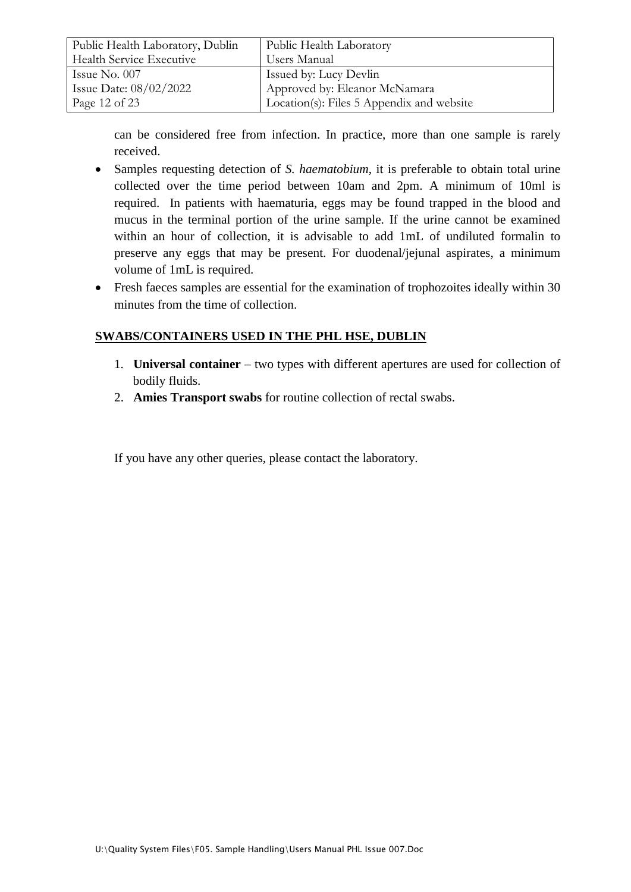can be considered free from infection. In practice, more than one sample is rarely received.

- Samples requesting detection of *S. haematobium*, it is preferable to obtain total urine collected over the time period between 10am and 2pm. A minimum of 10ml is required. In patients with haematuria, eggs may be found trapped in the blood and mucus in the terminal portion of the urine sample. If the urine cannot be examined within an hour of collection, it is advisable to add 1mL of undiluted formalin to preserve any eggs that may be present. For duodenal/jejunal aspirates, a minimum volume of 1mL is required.
- Fresh faeces samples are essential for the examination of trophozoites ideally within 30 minutes from the time of collection.

## SWABS/CONTAINERS USED IN THE PHL HSE, DUBLIN

1. **Universal container** – two types with different apertures are used for collection of bodily fluids.
2. **Amies Transport swabs** for routine collection of rectal swabs.

If you have any other queries, please contact the laboratory.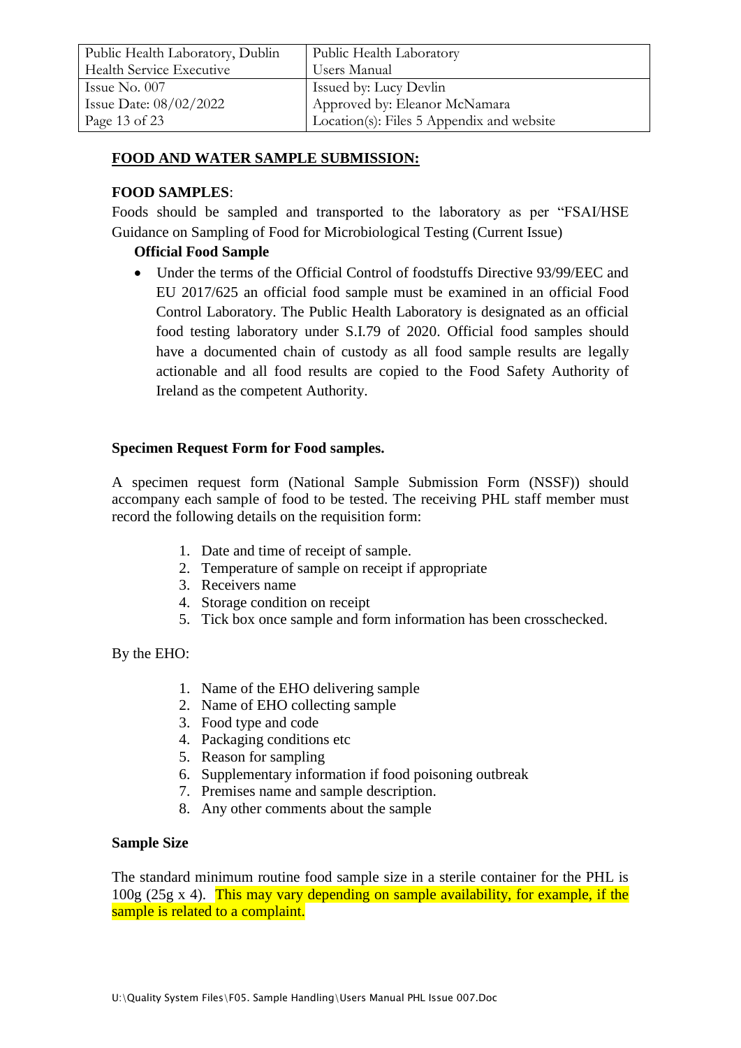## FOOD AND WATER SAMPLE SUBMISSION:

**FOOD SAMPLES**:

Foods should be sampled and transported to the laboratory as per "FSAI/HSE Guidance on Sampling of Food for Microbiological Testing (Current Issue)

**Official Food Sample**

- Under the terms of the Official Control of foodstuffs Directive 93/99/EEC and EU 2017/625 an official food sample must be examined in an official Food Control Laboratory. The Public Health Laboratory is designated as an official food testing laboratory under S.I.79 of 2020. Official food samples should have a documented chain of custody as all food sample results are legally actionable and all food results are copied to the Food Safety Authority of Ireland as the competent Authority.

**Specimen Request Form for Food samples.**

A specimen request form (National Sample Submission Form (NSSF)) should accompany each sample of food to be tested. The receiving PHL staff member must record the following details on the requisition form:

1. Date and time of receipt of sample.
2. Temperature of sample on receipt if appropriate
3. Receivers name
4. Storage condition on receipt
5. Tick box once sample and form information has been crosschecked.

By the EHO:

1. Name of the EHO delivering sample
2. Name of EHO collecting sample
3. Food type and code
4. Packaging conditions etc
5. Reason for sampling
6. Supplementary information if food poisoning outbreak
7. Premises name and sample description.
8. Any other comments about the sample

**Sample Size**

The standard minimum routine food sample size in a sterile container for the PHL is 100g (25g x 4). This may vary depending on sample availability, for example, if the sample is related to a complaint.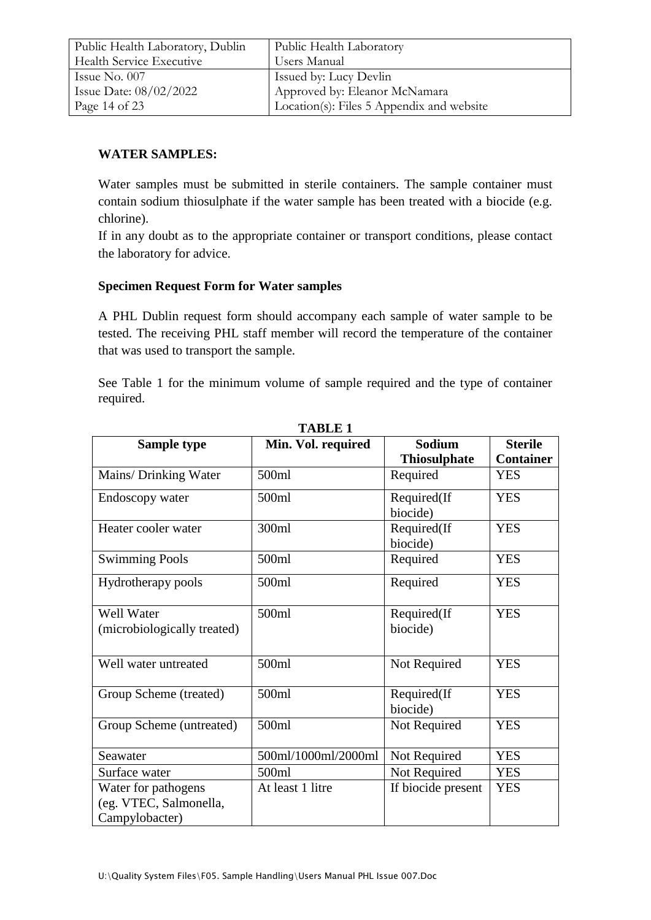**WATER SAMPLES:**

Water samples must be submitted in sterile containers. The sample container must contain sodium thiosulphate if the water sample has been treated with a biocide (e.g. chlorine).

If in any doubt as to the appropriate container or transport conditions, please contact the laboratory for advice.

**Specimen Request Form for Water samples**

A PHL Dublin request form should accompany each sample of water sample to be tested. The receiving PHL staff member will record the temperature of the container that was used to transport the sample.

See Table 1 for the minimum volume of sample required and the type of container required.

**TABLE 1**

| Sample type | Min. Vol. required | Sodium Thiosulphate | Sterile Container |
|---|---|---|---|
| Mains/ Drinking Water | 500ml | Required | YES |
| Endoscopy water | 500ml | Required(If biocide) | YES |
| Heater cooler water | 300ml | Required(If biocide) | YES |
| Swimming Pools | 500ml | Required | YES |
| Hydrotherapy pools | 500ml | Required | YES |
| Well Water (microbiologically treated) | 500ml | Required(If biocide) | YES |
| Well water untreated | 500ml | Not Required | YES |
| Group Scheme (treated) | 500ml | Required(If biocide) | YES |
| Group Scheme (untreated) | 500ml | Not Required | YES |
| Seawater | 500ml/1000ml/2000ml | Not Required | YES |
| Surface water | 500ml | Not Required | YES |
| Water for pathogens (eg. VTEC, Salmonella, Campylobacter) | At least 1 litre | If biocide present | YES |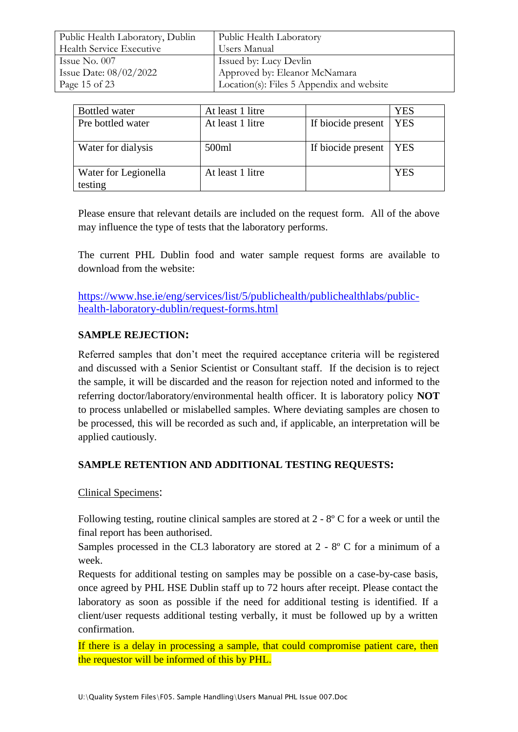| Bottled water | At least 1 litre | | YES |
|---|---|---|---|
| Pre bottled water | At least 1 litre | If biocide present | YES |
| Water for dialysis | 500ml | If biocide present | YES |
| Water for Legionella testing | At least 1 litre | | YES |

Please ensure that relevant details are included on the request form. All of the above may influence the type of tests that the laboratory performs.

The current PHL Dublin food and water sample request forms are available to download from the website:

[https://www.hse.ie/eng/services/list/5/publichealth/publichealthlabs/public-health-laboratory-dublin/request-forms.html](https://www.hse.ie/eng/services/list/5/publichealth/publichealthlabs/public-health-laboratory-dublin/request-forms.html)

**SAMPLE REJECTION:**

Referred samples that don't meet the required acceptance criteria will be registered and discussed with a Senior Scientist or Consultant staff. If the decision is to reject the sample, it will be discarded and the reason for rejection noted and informed to the referring doctor/laboratory/environmental health officer. It is laboratory policy **NOT** to process unlabelled or mislabelled samples. Where deviating samples are chosen to be processed, this will be recorded as such and, if applicable, an interpretation will be applied cautiously.

**SAMPLE RETENTION AND ADDITIONAL TESTING REQUESTS:**

Clinical Specimens:

Following testing, routine clinical samples are stored at 2 - 8º C for a week or until the final report has been authorised.

Samples processed in the CL3 laboratory are stored at 2 - 8º C for a minimum of a week.

Requests for additional testing on samples may be possible on a case-by-case basis, once agreed by PHL HSE Dublin staff up to 72 hours after receipt. Please contact the laboratory as soon as possible if the need for additional testing is identified. If a client/user requests additional testing verbally, it must be followed up by a written confirmation.

If there is a delay in processing a sample, that could compromise patient care, then the requestor will be informed of this by PHL.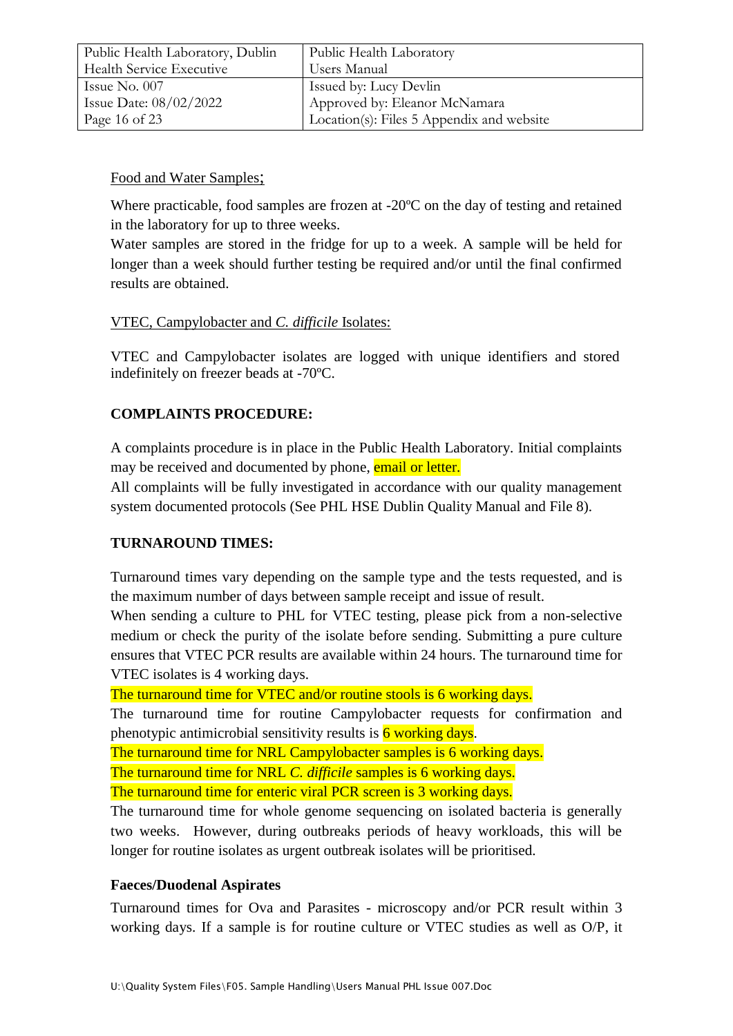Food and Water Samples;

Where practicable, food samples are frozen at -20ºC on the day of testing and retained in the laboratory for up to three weeks.
Water samples are stored in the fridge for up to a week. A sample will be held for longer than a week should further testing be required and/or until the final confirmed results are obtained.

VTEC, Campylobacter and *C. difficile* Isolates:

VTEC and Campylobacter isolates are logged with unique identifiers and stored indefinitely on freezer beads at -70ºC.

**COMPLAINTS PROCEDURE:**

A complaints procedure is in place in the Public Health Laboratory. Initial complaints may be received and documented by phone, email or letter.
All complaints will be fully investigated in accordance with our quality management system documented protocols (See PHL HSE Dublin Quality Manual and File 8).

**TURNAROUND TIMES:**

Turnaround times vary depending on the sample type and the tests requested, and is the maximum number of days between sample receipt and issue of result.
When sending a culture to PHL for VTEC testing, please pick from a non-selective medium or check the purity of the isolate before sending. Submitting a pure culture ensures that VTEC PCR results are available within 24 hours. The turnaround time for VTEC isolates is 4 working days.
The turnaround time for VTEC and/or routine stools is 6 working days.
The turnaround time for routine Campylobacter requests for confirmation and phenotypic antimicrobial sensitivity results is 6 working days.
The turnaround time for NRL Campylobacter samples is 6 working days.
The turnaround time for NRL *C. difficile* samples is 6 working days.
The turnaround time for enteric viral PCR screen is 3 working days.
The turnaround time for whole genome sequencing on isolated bacteria is generally two weeks. However, during outbreaks periods of heavy workloads, this will be longer for routine isolates as urgent outbreak isolates will be prioritised.

**Faeces/Duodenal Aspirates**

Turnaround times for Ova and Parasites - microscopy and/or PCR result within 3 working days. If a sample is for routine culture or VTEC studies as well as O/P, it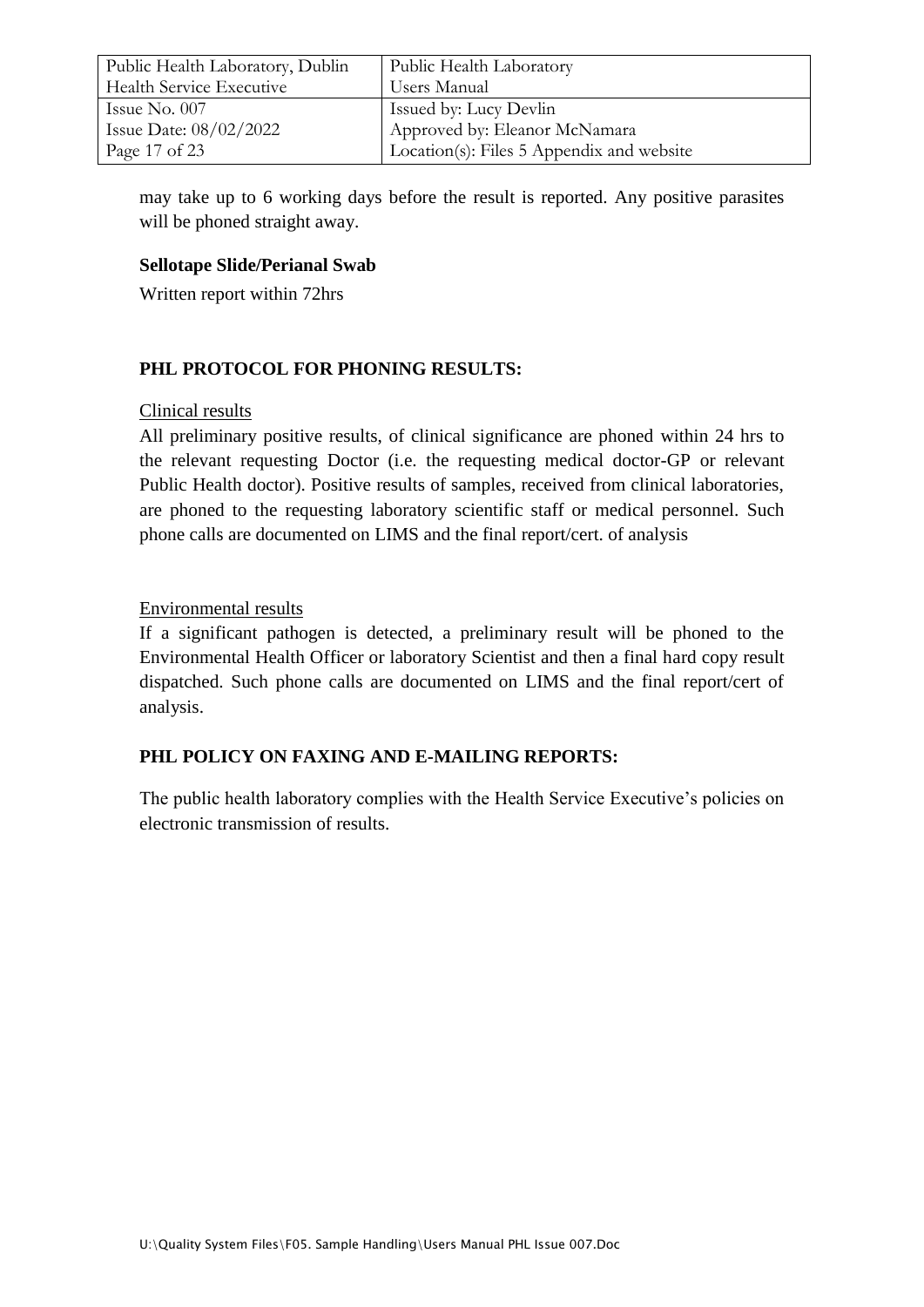may take up to 6 working days before the result is reported. Any positive parasites will be phoned straight away.

**Sellotape Slide/Perianal Swab**

Written report within 72hrs

## PHL PROTOCOL FOR PHONING RESULTS:

Clinical results

All preliminary positive results, of clinical significance are phoned within 24 hrs to the relevant requesting Doctor (i.e. the requesting medical doctor-GP or relevant Public Health doctor). Positive results of samples, received from clinical laboratories, are phoned to the requesting laboratory scientific staff or medical personnel. Such phone calls are documented on LIMS and the final report/cert. of analysis

Environmental results

If a significant pathogen is detected, a preliminary result will be phoned to the Environmental Health Officer or laboratory Scientist and then a final hard copy result dispatched. Such phone calls are documented on LIMS and the final report/cert of analysis.

## PHL POLICY ON FAXING AND E-MAILING REPORTS:

The public health laboratory complies with the Health Service Executive's policies on electronic transmission of results.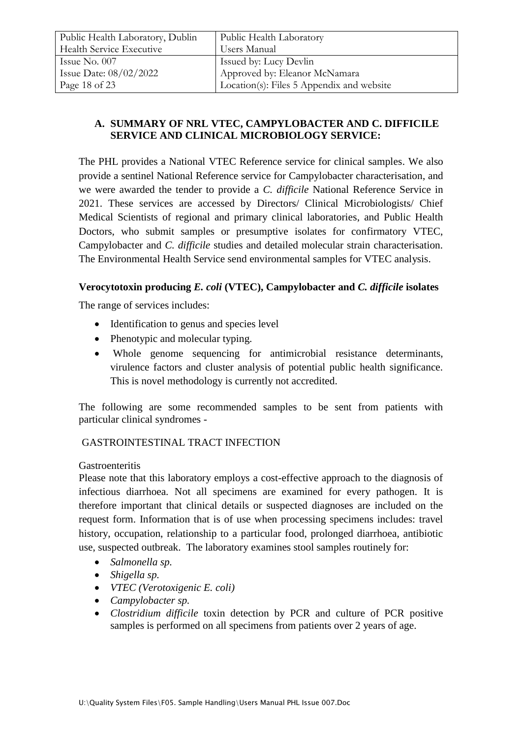## A. SUMMARY OF NRL VTEC, CAMPYLOBACTER AND C. DIFFICILE SERVICE AND CLINICAL MICROBIOLOGY SERVICE:

The PHL provides a National VTEC Reference service for clinical samples. We also provide a sentinel National Reference service for Campylobacter characterisation, and we were awarded the tender to provide a *C. difficile* National Reference Service in 2021. These services are accessed by Directors/ Clinical Microbiologists/ Chief Medical Scientists of regional and primary clinical laboratories, and Public Health Doctors, who submit samples or presumptive isolates for confirmatory VTEC, Campylobacter and *C. difficile* studies and detailed molecular strain characterisation. The Environmental Health Service send environmental samples for VTEC analysis.

### Verocytotoxin producing *E. coli* (VTEC), Campylobacter and *C. difficile* isolates

The range of services includes:

- Identification to genus and species level
- Phenotypic and molecular typing.
- Whole genome sequencing for antimicrobial resistance determinants, virulence factors and cluster analysis of potential public health significance. This is novel methodology is currently not accredited.

The following are some recommended samples to be sent from patients with particular clinical syndromes -

GASTROINTESTINAL TRACT INFECTION

Gastroenteritis

Please note that this laboratory employs a cost-effective approach to the diagnosis of infectious diarrhoea. Not all specimens are examined for every pathogen. It is therefore important that clinical details or suspected diagnoses are included on the request form. Information that is of use when processing specimens includes: travel history, occupation, relationship to a particular food, prolonged diarrhoea, antibiotic use, suspected outbreak. The laboratory examines stool samples routinely for:

- *Salmonella sp.*
- *Shigella sp.*
- *VTEC (Verotoxigenic E. coli)*
- *Campylobacter sp.*
- *Clostridium difficile* toxin detection by PCR and culture of PCR positive samples is performed on all specimens from patients over 2 years of age.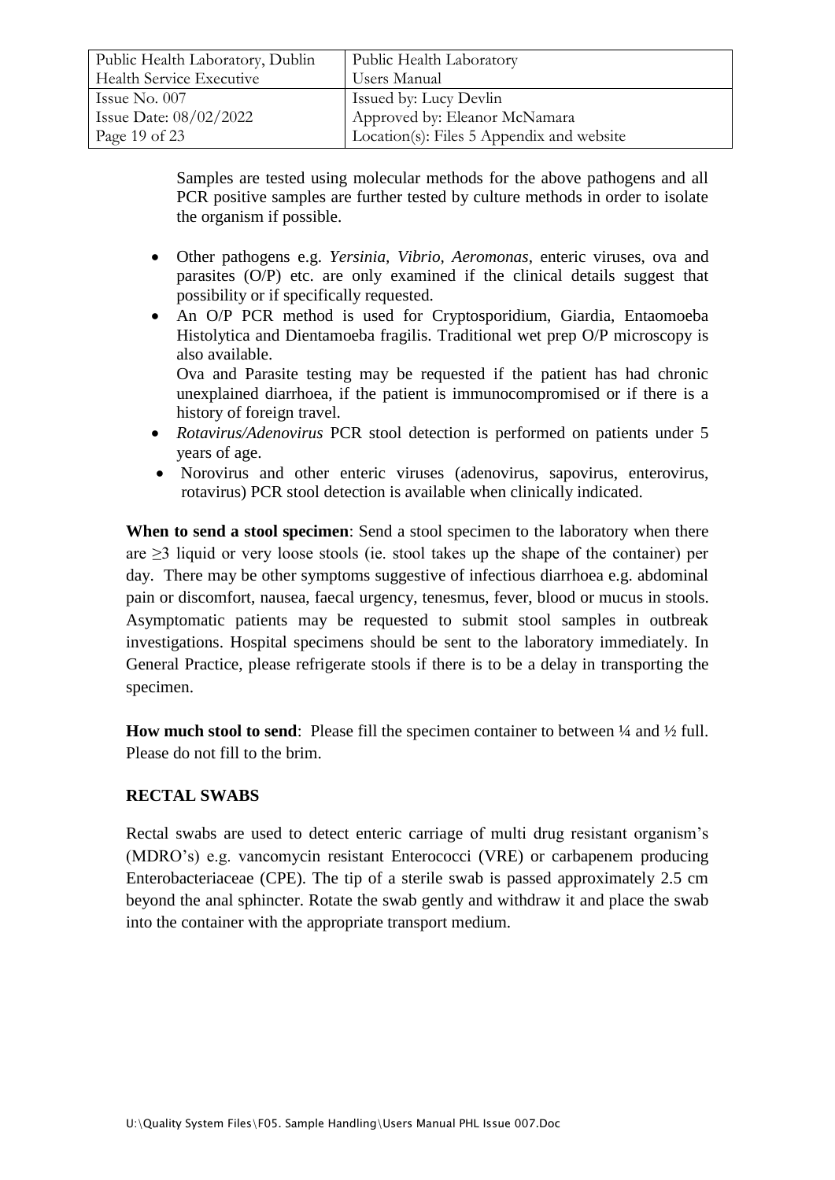Samples are tested using molecular methods for the above pathogens and all PCR positive samples are further tested by culture methods in order to isolate the organism if possible.

- Other pathogens e.g. *Yersinia*, *Vibrio*, *Aeromonas*, enteric viruses, ova and parasites (O/P) etc. are only examined if the clinical details suggest that possibility or if specifically requested.
- An O/P PCR method is used for Cryptosporidium, Giardia, Entaomoeba Histolytica and Dientamoeba fragilis. Traditional wet prep O/P microscopy is also available.
  Ova and Parasite testing may be requested if the patient has had chronic unexplained diarrhoea, if the patient is immunocompromised or if there is a history of foreign travel.
- *Rotavirus/Adenovirus* PCR stool detection is performed on patients under 5 years of age.
- Norovirus and other enteric viruses (adenovirus, sapovirus, enterovirus, rotavirus) PCR stool detection is available when clinically indicated.

**When to send a stool specimen**: Send a stool specimen to the laboratory when there are ≥3 liquid or very loose stools (ie. stool takes up the shape of the container) per day. There may be other symptoms suggestive of infectious diarrhoea e.g. abdominal pain or discomfort, nausea, faecal urgency, tenesmus, fever, blood or mucus in stools. Asymptomatic patients may be requested to submit stool samples in outbreak investigations. Hospital specimens should be sent to the laboratory immediately. In General Practice, please refrigerate stools if there is to be a delay in transporting the specimen.

**How much stool to send**: Please fill the specimen container to between ¼ and ½ full. Please do not fill to the brim.

## RECTAL SWABS

Rectal swabs are used to detect enteric carriage of multi drug resistant organism's (MDRO's) e.g. vancomycin resistant Enterococci (VRE) or carbapenem producing Enterobacteriaceae (CPE). The tip of a sterile swab is passed approximately 2.5 cm beyond the anal sphincter. Rotate the swab gently and withdraw it and place the swab into the container with the appropriate transport medium.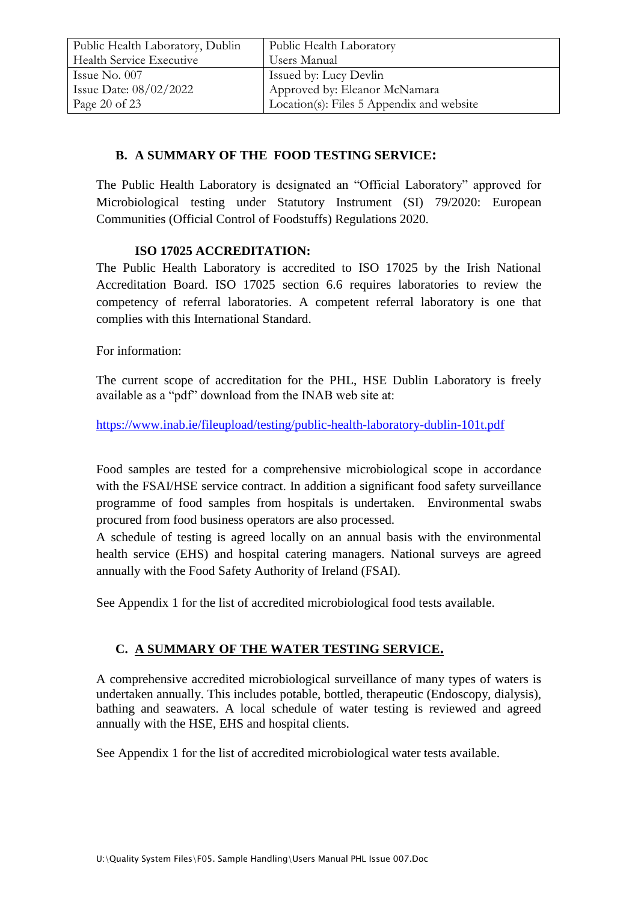## B. A SUMMARY OF THE FOOD TESTING SERVICE:

The Public Health Laboratory is designated an "Official Laboratory" approved for Microbiological testing under Statutory Instrument (SI) 79/2020: European Communities (Official Control of Foodstuffs) Regulations 2020.

### ISO 17025 ACCREDITATION:

The Public Health Laboratory is accredited to ISO 17025 by the Irish National Accreditation Board. ISO 17025 section 6.6 requires laboratories to review the competency of referral laboratories. A competent referral laboratory is one that complies with this International Standard.

For information:

The current scope of accreditation for the PHL, HSE Dublin Laboratory is freely available as a "pdf" download from the INAB web site at:

https://www.inab.ie/fileupload/testing/public-health-laboratory-dublin-101t.pdf

Food samples are tested for a comprehensive microbiological scope in accordance with the FSAI/HSE service contract. In addition a significant food safety surveillance programme of food samples from hospitals is undertaken. Environmental swabs procured from food business operators are also processed.
A schedule of testing is agreed locally on an annual basis with the environmental health service (EHS) and hospital catering managers. National surveys are agreed annually with the Food Safety Authority of Ireland (FSAI).

See Appendix 1 for the list of accredited microbiological food tests available.

## C. A SUMMARY OF THE WATER TESTING SERVICE.

A comprehensive accredited microbiological surveillance of many types of waters is undertaken annually. This includes potable, bottled, therapeutic (Endoscopy, dialysis), bathing and seawaters. A local schedule of water testing is reviewed and agreed annually with the HSE, EHS and hospital clients.

See Appendix 1 for the list of accredited microbiological water tests available.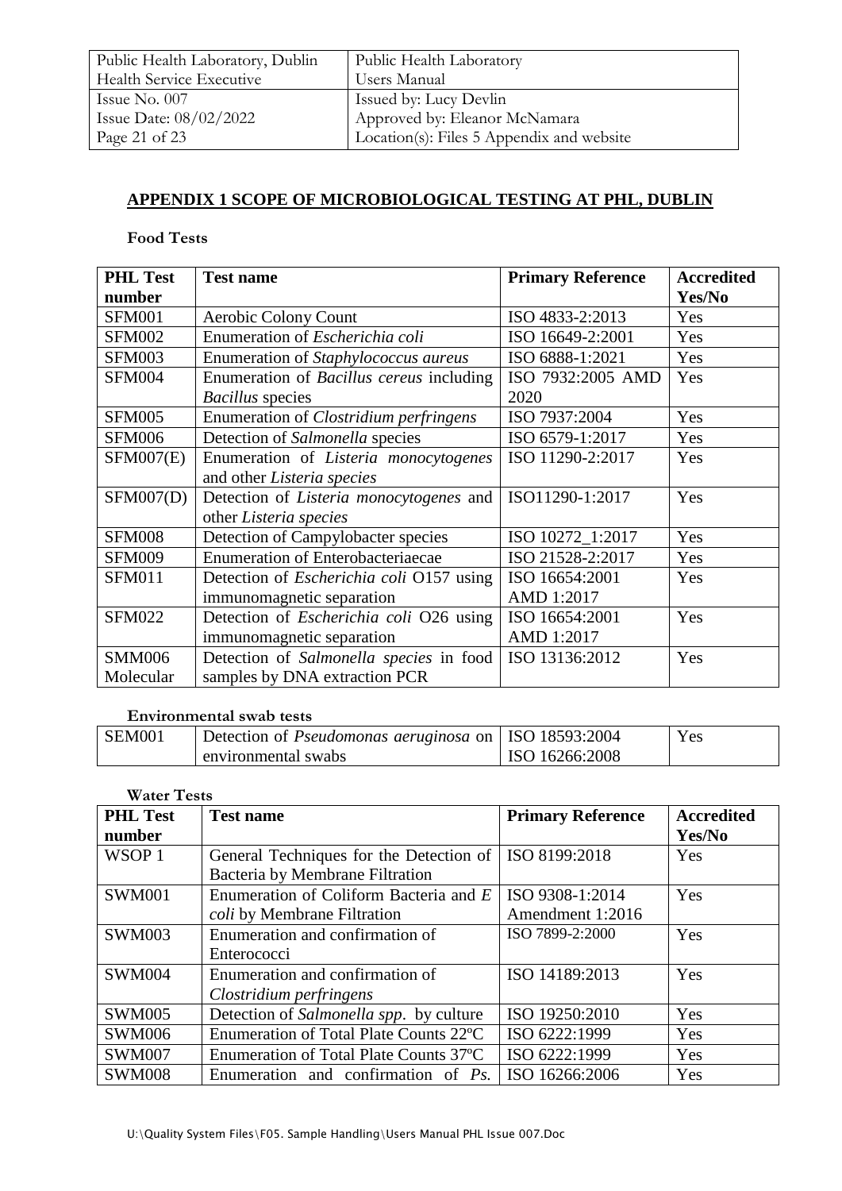## APPENDIX 1 SCOPE OF MICROBIOLOGICAL TESTING AT PHL, DUBLIN

**Food Tests**

| PHL Test number | Test name | Primary Reference | Accredited Yes/No |
|---|---|---|---|
| SFM001 | Aerobic Colony Count | ISO 4833-2:2013 | Yes |
| SFM002 | Enumeration of *Escherichia coli* | ISO 16649-2:2001 | Yes |
| SFM003 | Enumeration of *Staphylococcus aureus* | ISO 6888-1:2021 | Yes |
| SFM004 | Enumeration of *Bacillus cereus* including *Bacillus* species | ISO 7932:2005 AMD 2020 | Yes |
| SFM005 | Enumeration of *Clostridium perfringens* | ISO 7937:2004 | Yes |
| SFM006 | Detection of *Salmonella* species | ISO 6579-1:2017 | Yes |
| SFM007(E) | Enumeration of *Listeria monocytogenes* and other *Listeria species* | ISO 11290-2:2017 | Yes |
| SFM007(D) | Detection of *Listeria monocytogenes* and other *Listeria species* | ISO11290-1:2017 | Yes |
| SFM008 | Detection of Campylobacter species | ISO 10272_1:2017 | Yes |
| SFM009 | Enumeration of Enterobacteriaecae | ISO 21528-2:2017 | Yes |
| SFM011 | Detection of *Escherichia coli* O157 using immunomagnetic separation | ISO 16654:2001 AMD 1:2017 | Yes |
| SFM022 | Detection of *Escherichia coli* O26 using immunomagnetic separation | ISO 16654:2001 AMD 1:2017 | Yes |
| SMM006 Molecular | Detection of *Salmonella species* in food samples by DNA extraction PCR | ISO 13136:2012 | Yes |

**Environmental swab tests**

| | | | |
|---|---|---|---|
| SEM001 | Detection of *Pseudomonas aeruginosa* on environmental swabs | ISO 18593:2004 ISO 16266:2008 | Yes |

**Water Tests**

| PHL Test number | Test name | Primary Reference | Accredited Yes/No |
|---|---|---|---|
| WSOP 1 | General Techniques for the Detection of Bacteria by Membrane Filtration | ISO 8199:2018 | Yes |
| SWM001 | Enumeration of Coliform Bacteria and *E coli* by Membrane Filtration | ISO 9308-1:2014 Amendment 1:2016 | Yes |
| SWM003 | Enumeration and confirmation of Enterococci | ISO 7899-2:2000 | Yes |
| SWM004 | Enumeration and confirmation of *Clostridium perfringens* | ISO 14189:2013 | Yes |
| SWM005 | Detection of *Salmonella spp.* by culture | ISO 19250:2010 | Yes |
| SWM006 | Enumeration of Total Plate Counts 22ºC | ISO 6222:1999 | Yes |
| SWM007 | Enumeration of Total Plate Counts 37ºC | ISO 6222:1999 | Yes |
| SWM008 | Enumeration and confirmation of *Ps.* | ISO 16266:2006 | Yes |

U:\Quality System Files\F05. Sample Handling\Users Manual PHL Issue 007.Doc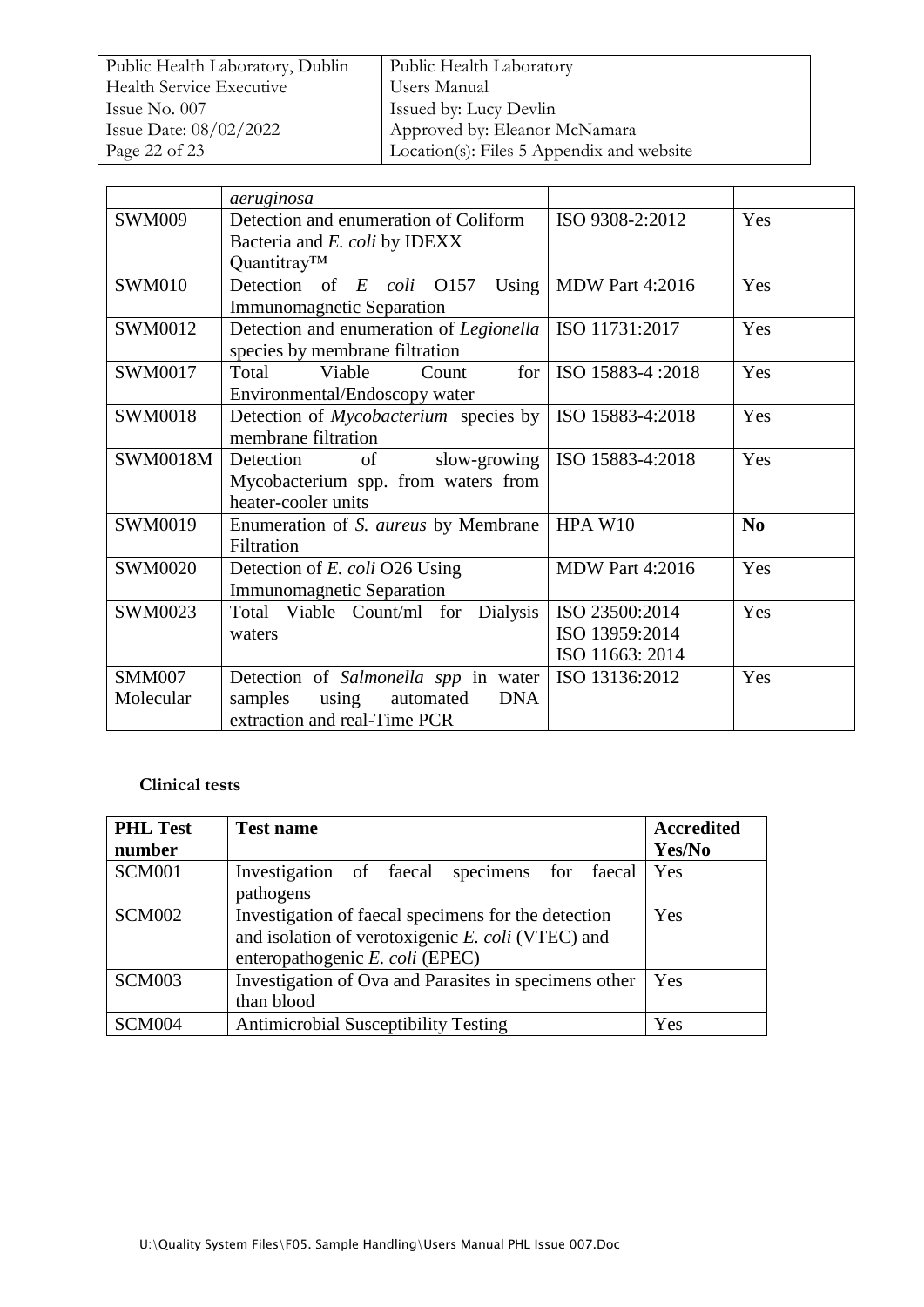|  | *aeruginosa* |  |  |
|---|---|---|---|
| SWM009 | Detection and enumeration of Coliform Bacteria and *E. coli* by IDEXX Quantitray™ | ISO 9308-2:2012 | Yes |
| SWM010 | Detection of *E coli* O157 Using Immunomagnetic Separation | MDW Part 4:2016 | Yes |
| SWM0012 | Detection and enumeration of *Legionella* species by membrane filtration | ISO 11731:2017 | Yes |
| SWM0017 | Total Viable Count for Environmental/Endoscopy water | ISO 15883-4 :2018 | Yes |
| SWM0018 | Detection of *Mycobacterium* species by membrane filtration | ISO 15883-4:2018 | Yes |
| SWM0018M | Detection of slow-growing Mycobacterium spp. from waters from heater-cooler units | ISO 15883-4:2018 | Yes |
| SWM0019 | Enumeration of *S. aureus* by Membrane Filtration | HPA W10 | **No** |
| SWM0020 | Detection of *E. coli* O26 Using Immunomagnetic Separation | MDW Part 4:2016 | Yes |
| SWM0023 | Total Viable Count/ml for Dialysis waters | ISO 23500:2014<br>ISO 13959:2014<br>ISO 11663: 2014 | Yes |
| SMM007 Molecular | Detection of *Salmonella spp* in water samples using automated DNA extraction and real-Time PCR | ISO 13136:2012 | Yes |

**Clinical tests**

| PHL Test number | Test name | Accredited Yes/No |
|---|---|---|
| SCM001 | Investigation of faecal specimens for faecal pathogens | Yes |
| SCM002 | Investigation of faecal specimens for the detection and isolation of verotoxigenic *E. coli* (VTEC) and enteropathogenic *E. coli* (EPEC) | Yes |
| SCM003 | Investigation of Ova and Parasites in specimens other than blood | Yes |
| SCM004 | Antimicrobial Susceptibility Testing | Yes |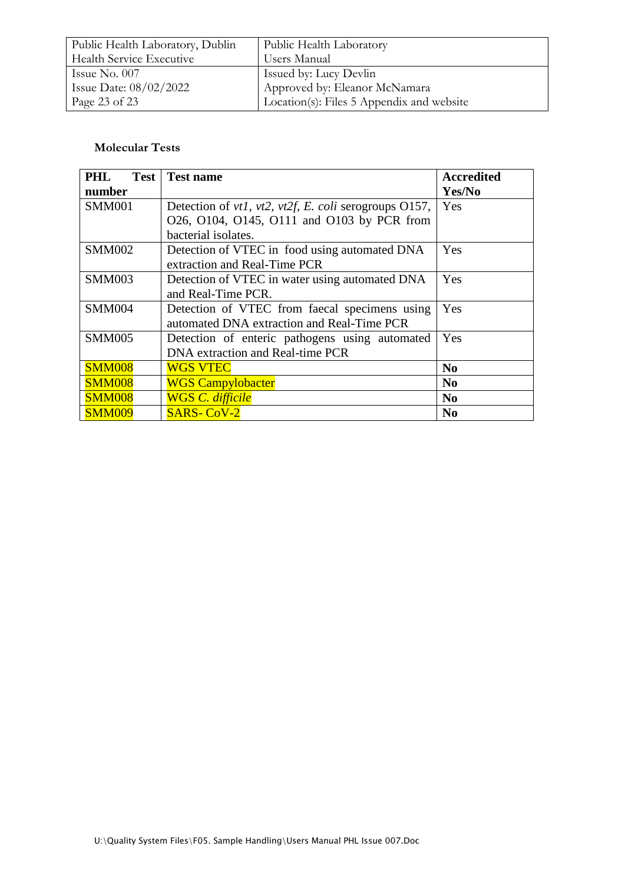### Molecular Tests

| PHL Test number | Test name | Accredited Yes/No |
|---|---|---|
| SMM001 | Detection of *vt1, vt2, vt2f, E. coli* serogroups O157, O26, O104, O145, O111 and O103 by PCR from bacterial isolates. | Yes |
| SMM002 | Detection of VTEC in food using automated DNA extraction and Real-Time PCR | Yes |
| SMM003 | Detection of VTEC in water using automated DNA and Real-Time PCR. | Yes |
| SMM004 | Detection of VTEC from faecal specimens using automated DNA extraction and Real-Time PCR | Yes |
| SMM005 | Detection of enteric pathogens using automated DNA extraction and Real-time PCR | Yes |
| SMM008 | WGS VTEC | **No** |
| SMM008 | WGS Campylobacter | **No** |
| SMM008 | WGS *C. difficile* | **No** |
| SMM009 | SARS- CoV-2 | **No** |